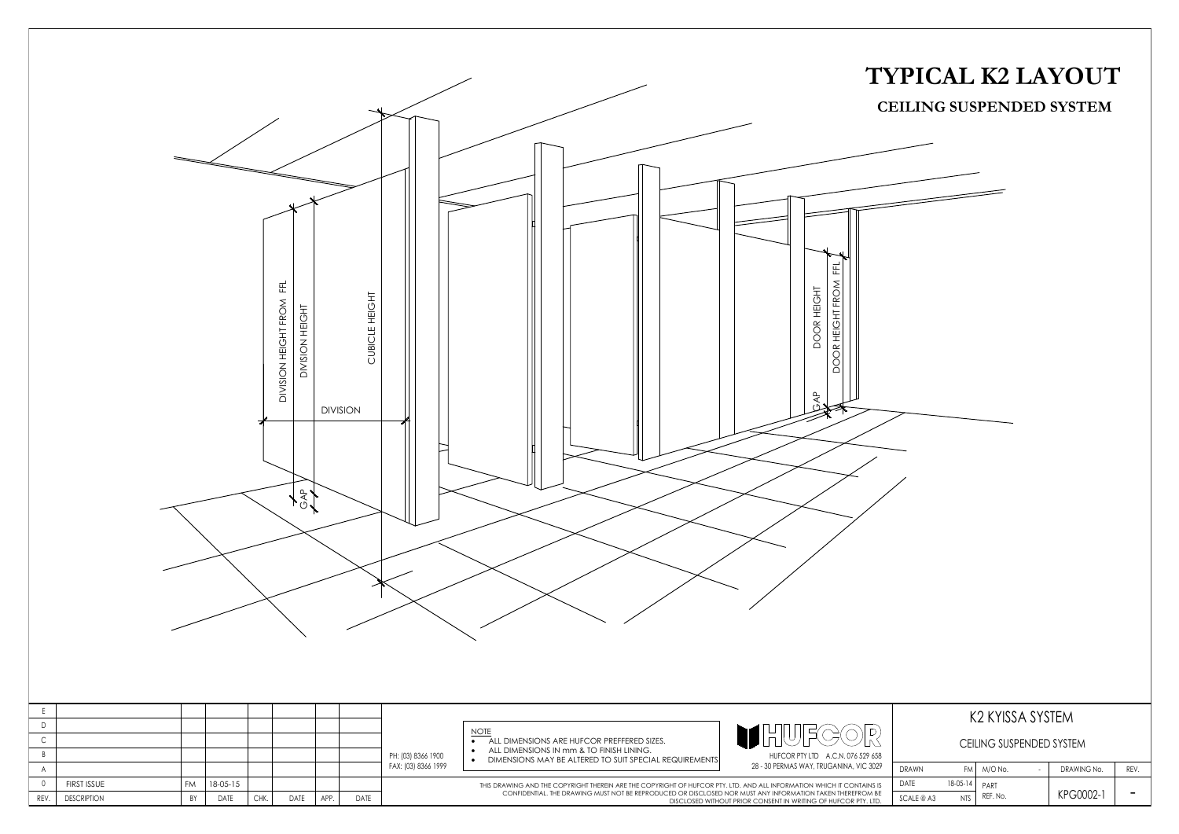# TYPICAL K2 LAYOUT

## CEILING SUSPENDED SYSTEM

DIVISION HEIGHT FROM FFL

DIVISION HEIGHT

CUBICLE HEIGHT

DIVISION

GAP

DOOR HEIGHT

DOOR HEIGHT FROM FFL

GAP

| REV. | DESCRIPTION | BY | DATE | CHK. | DATE | APP. | DATE |
|---|---|---|---|---|---|---|---|
| E | | | | | | | |
| D | | | | | | | |
| C | | | | | | | |
| B | | | | | | | |
| A | | | | | | | |
| 0 | FIRST ISSUE | FM | 18-05-15 | | | | |

PH: (03) 8366 1900
FAX: (03) 8366 1999

NOTE
- ALL DIMENSIONS ARE HUFCOR PREFFERED SIZES.
- ALL DIMENSIONS IN mm & TO FINISH LINING.
- DIMENSIONS MAY BE ALTERED TO SUIT SPECIAL REQUIREMENTS

HUFCOR

HUFCOR PTY LTD A.C.N. 076 529 658
28 - 30 PERMAS WAY, TRUGANINA, VIC 3029

THIS DRAWING AND THE COPYRIGHT THEREIN ARE THE COPYRIGHT OF HUFCOR PTY. LTD. AND ALL INFORMATION WHICH IT CONTAINS IS CONFIDENTIAL. THE DRAWING MUST NOT BE REPRODUCED OR DISCLOSED NOR MUST ANY INFORMATION TAKEN THEREFROM BE DISCLOSED WITHOUT PRIOR CONSENT IN WRITING OF HUFCOR PTY. LTD.

K2 KYISSA SYSTEM

CEILING SUSPENDED SYSTEM

| DRAWN | FM | M/O No. | - | DRAWING No. | REV. |
|---|---|---|---|---|---|
| DATE | 18-05-14 | PART | | KPG0002-1 | - |
| SCALE @ A3 | NTS | REF. No. | | | |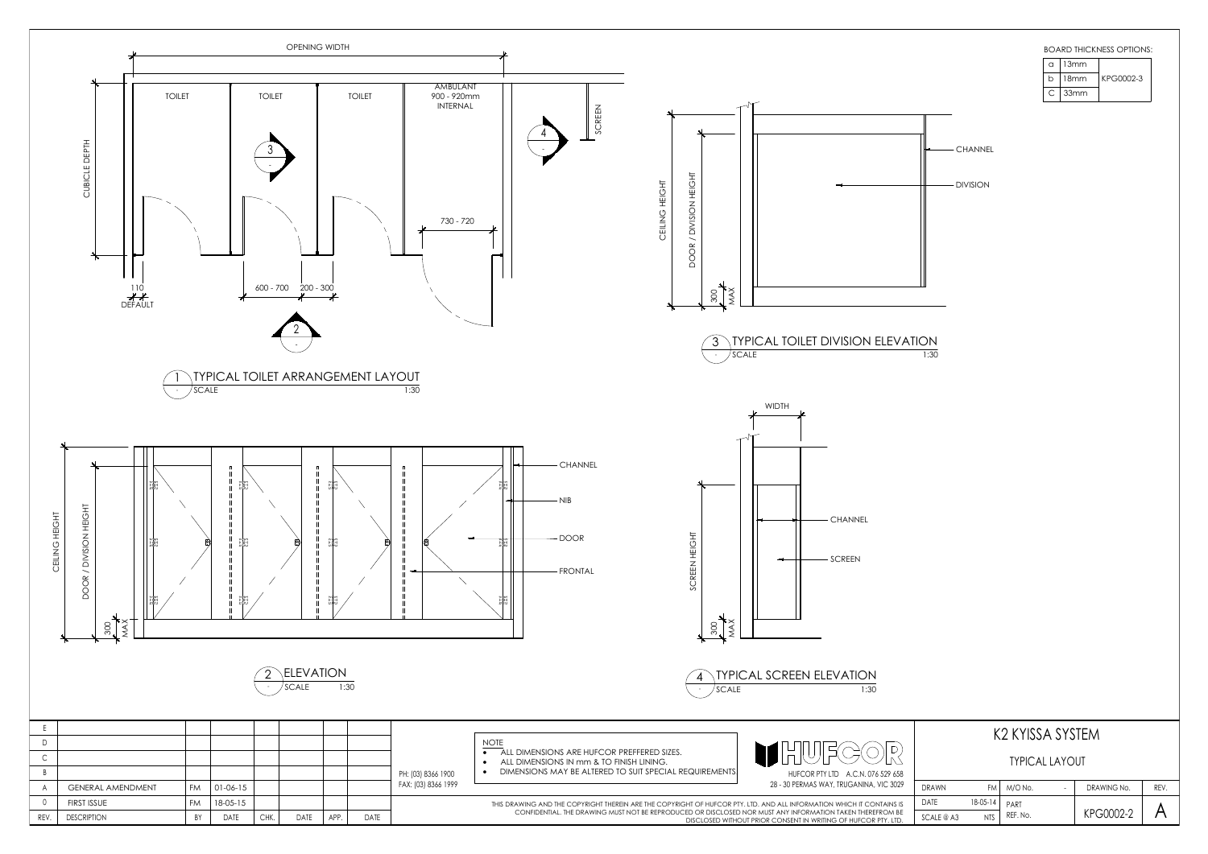BOARD THICKNESS OPTIONS:

| | | |
|---|---|---|
| a | 13mm | |
| b | 18mm | KPG0002-3 |
| C | 33mm | |

OPENING WIDTH

CUBICLE DEPTH

TOILET TOILET TOILET AMBULANT 900 - 920mm INTERNAL

SCREEN

730 - 720

110 DEFAULT

600 - 700 200 - 300

1 TYPICAL TOILET ARRANGEMENT LAYOUT
SCALE 1:30

CEILING HEIGHT

DOOR / DIVISION HEIGHT

300 MAX

CHANNEL

DIVISION

3 TYPICAL TOILET DIVISION ELEVATION
SCALE 1:30

CHANNEL

NIB

DOOR

FRONTAL

2 ELEVATION
SCALE 1:30

WIDTH

SCREEN HEIGHT

300 MAX

CHANNEL

SCREEN

4 TYPICAL SCREEN ELEVATION
SCALE 1:30

| REV. | DESCRIPTION | BY | DATE | CHK. | DATE | APP. | DATE |
|---|---|---|---|---|---|---|---|
| E | | | | | | | |
| D | | | | | | | |
| C | | | | | | | |
| B | | | | | | | |
| A | GENERAL AMENDMENT | FM | 01-06-15 | | | | |
| 0 | FIRST ISSUE | FM | 18-05-15 | | | | |

PH: (03) 8366 1900
FAX: (03) 8366 1999

NOTE
- ALL DIMENSIONS ARE HUFCOR PREFFERED SIZES.
- ALL DIMENSIONS IN mm & TO FINISH LINING.
- DIMENSIONS MAY BE ALTERED TO SUIT SPECIAL REQUIREMENTS

HUFCOR

HUFCOR PTY LTD A.C.N. 076 529 658
28 - 30 PERMAS WAY, TRUGANINA, VIC 3029

THIS DRAWING AND THE COPYRIGHT THEREIN ARE THE COPYRIGHT OF HUFCOR PTY. LTD. AND ALL INFORMATION WHICH IT CONTAINS IS CONFIDENTIAL. THE DRAWING MUST NOT BE REPRODUCED OR DISCLOSED NOR MUST ANY INFORMATION TAKEN THEREFROM BE DISCLOSED WITHOUT PRIOR CONSENT IN WRITING OF HUFCOR PTY. LTD.

# K2 KYISSA SYSTEM

## TYPICAL LAYOUT

| | | | | | |
|---|---|---|---|---|---|
| DRAWN | FM | M/O No. | - | DRAWING No. | REV. |
| DATE | 18-05-14 | PART | | KPG0002-2 | A |
| SCALE @ A3 | NTS | REF. No. | | | |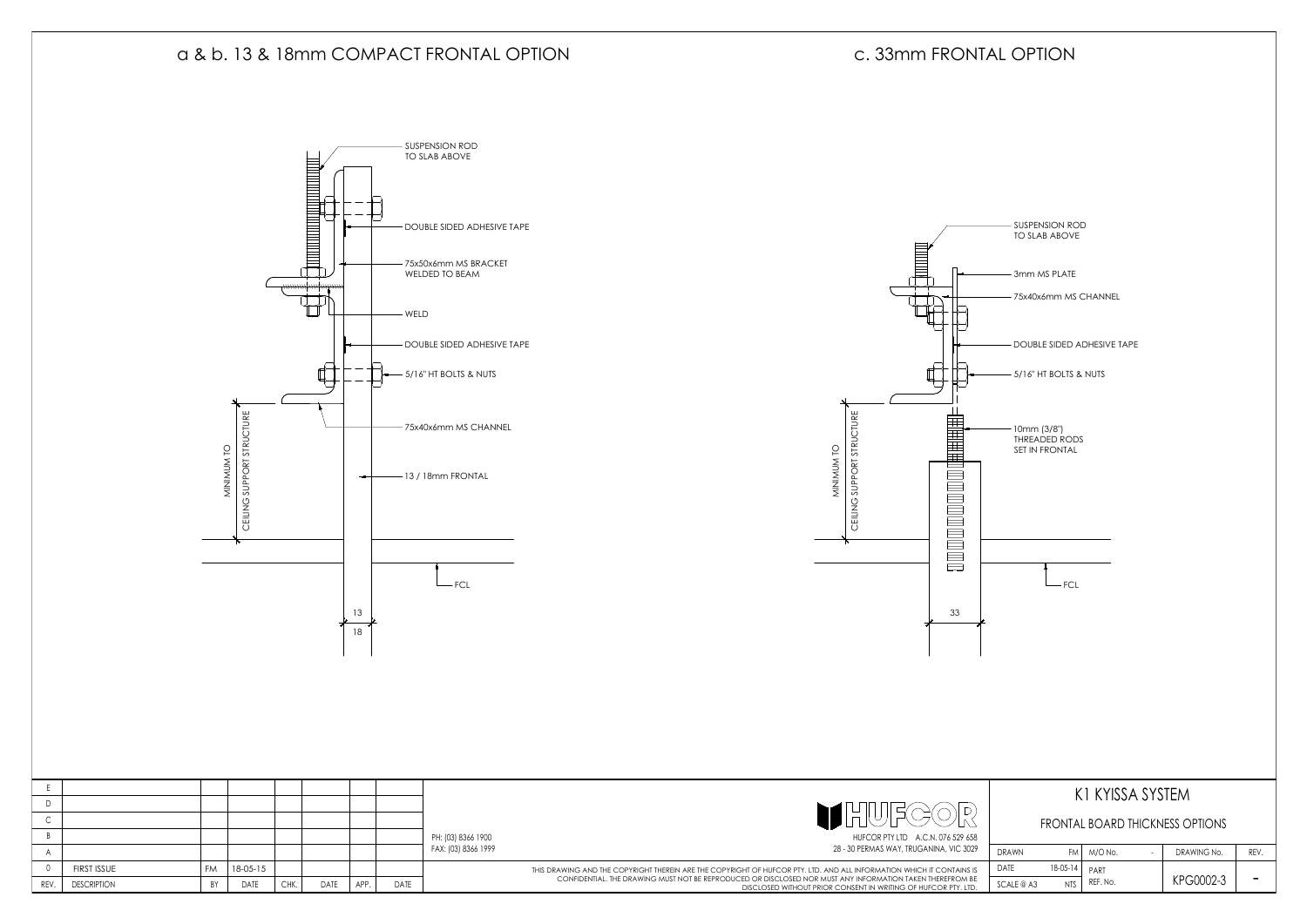## a & b. 13 & 18mm COMPACT FRONTAL OPTION

SUSPENSION ROD TO SLAB ABOVE

DOUBLE SIDED ADHESIVE TAPE

75x50x6mm MS BRACKET WELDED TO BEAM

WELD

DOUBLE SIDED ADHESIVE TAPE

5/16" HT BOLTS & NUTS

75x40x6mm MS CHANNEL

13 / 18mm FRONTAL

MINIMUM TO CEILING SUPPORT STRUCTURE

FCL

13

18

## c. 33mm FRONTAL OPTION

SUSPENSION ROD TO SLAB ABOVE

3mm MS PLATE

75x40x6mm MS CHANNEL

DOUBLE SIDED ADHESIVE TAPE

5/16" HT BOLTS & NUTS

10mm (3/8") THREADED RODS SET IN FRONTAL

MINIMUM TO CEILING SUPPORT STRUCTURE

FCL

33

| REV. | DESCRIPTION | BY | DATE | CHK. | DATE | APP. | DATE |
|---|---|---|---|---|---|---|---|
| E | | | | | | | |
| D | | | | | | | |
| C | | | | | | | |
| B | | | | | | | |
| A | | | | | | | |
| 0 | FIRST ISSUE | FM | 18-05-15 | | | | |

PH: (03) 8366 1900
FAX: (03) 8366 1999

HUFCOR

HUFCOR PTY LTD A.C.N. 076 529 658
28 - 30 PERMAS WAY, TRUGANINA, VIC 3029

THIS DRAWING AND THE COPYRIGHT THEREIN ARE THE COPYRIGHT OF HUFCOR PTY. LTD. AND ALL INFORMATION WHICH IT CONTAINS IS CONFIDENTIAL. THE DRAWING MUST NOT BE REPRODUCED OR DISCLOSED NOR MUST ANY INFORMATION TAKEN THEREFROM BE DISCLOSED WITHOUT PRIOR CONSENT IN WRITING OF HUFCOR PTY. LTD.

**K1 KYISSA SYSTEM**

**FRONTAL BOARD THICKNESS OPTIONS**

| DRAWN | FM | M/O No. | - | DRAWING No. | REV. |
|---|---|---|---|---|---|
| DATE | 18-05-14 | PART REF. No. | | KPG0002-3 | - |
| SCALE @ A3 | NTS | | | | |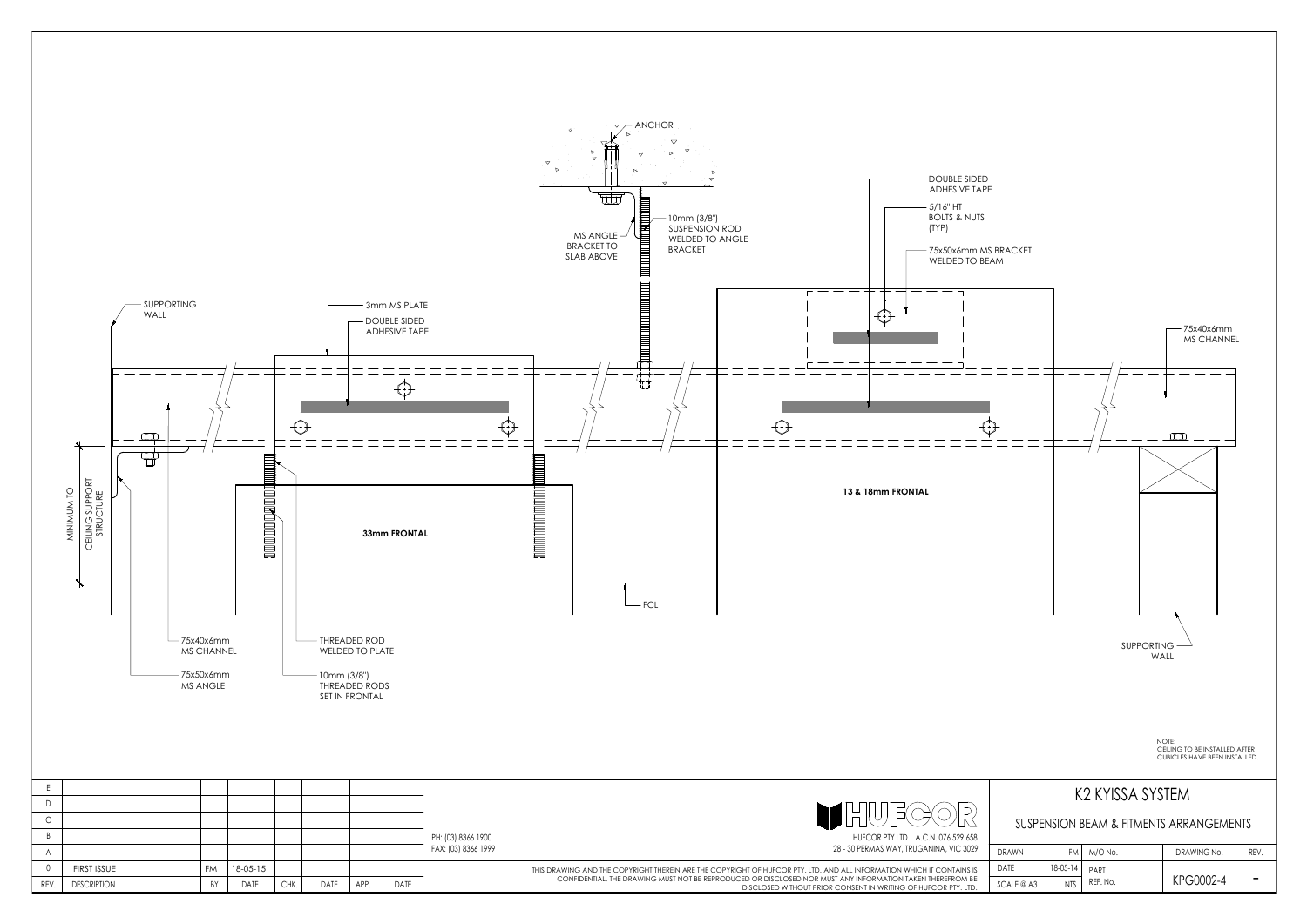ANCHOR

MS ANGLE BRACKET TO SLAB ABOVE

10mm (3/8") SUSPENSION ROD WELDED TO ANGLE BRACKET

DOUBLE SIDED ADHESIVE TAPE

5/16" HT BOLTS & NUTS (TYP)

75x50x6mm MS BRACKET WELDED TO BEAM

SUPPORTING WALL

3mm MS PLATE

DOUBLE SIDED ADHESIVE TAPE

75x40x6mm MS CHANNEL

MINIMUM TO CEILING SUPPORT STRUCTURE

33mm FRONTAL

13 & 18mm FRONTAL

FCL

75x40x6mm MS CHANNEL

75x50x6mm MS ANGLE

THREADED ROD WELDED TO PLATE

10mm (3/8") THREADED RODS SET IN FRONTAL

SUPPORTING WALL

NOTE:
CEILING TO BE INSTALLED AFTER CUBICLES HAVE BEEN INSTALLED.

| REV. | DESCRIPTION | BY | DATE | CHK. | DATE | APP. | DATE |
|---|---|---|---|---|---|---|---|
| E | | | | | | | |
| D | | | | | | | |
| C | | | | | | | |
| B | | | | | | | |
| A | | | | | | | |
| 0 | FIRST ISSUE | FM | 18-05-15 | | | | |

PH: (03) 8366 1900
FAX: (03) 8366 1999

HUFCOR

HUFCOR PTY LTD A.C.N. 076 529 658
28 - 30 PERMAS WAY, TRUGANINA, VIC 3029

THIS DRAWING AND THE COPYRIGHT THEREIN ARE THE COPYRIGHT OF HUFCOR PTY. LTD. AND ALL INFORMATION WHICH IT CONTAINS IS CONFIDENTIAL. THE DRAWING MUST NOT BE REPRODUCED OR DISCLOSED NOR MUST ANY INFORMATION TAKEN THEREFROM BE DISCLOSED WITHOUT PRIOR CONSENT IN WRITING OF HUFCOR PTY. LTD.

# K2 KYISSA SYSTEM

## SUSPENSION BEAM & FITMENTS ARRANGEMENTS

| | | | | | |
|---|---|---|---|---|---|
| DRAWN | FM | M/O No. | - | DRAWING No. | REV. |
| DATE | 18-05-14 | PART | | KPG0002-4 | - |
| SCALE @ A3 | NTS | REF. No. | | | |